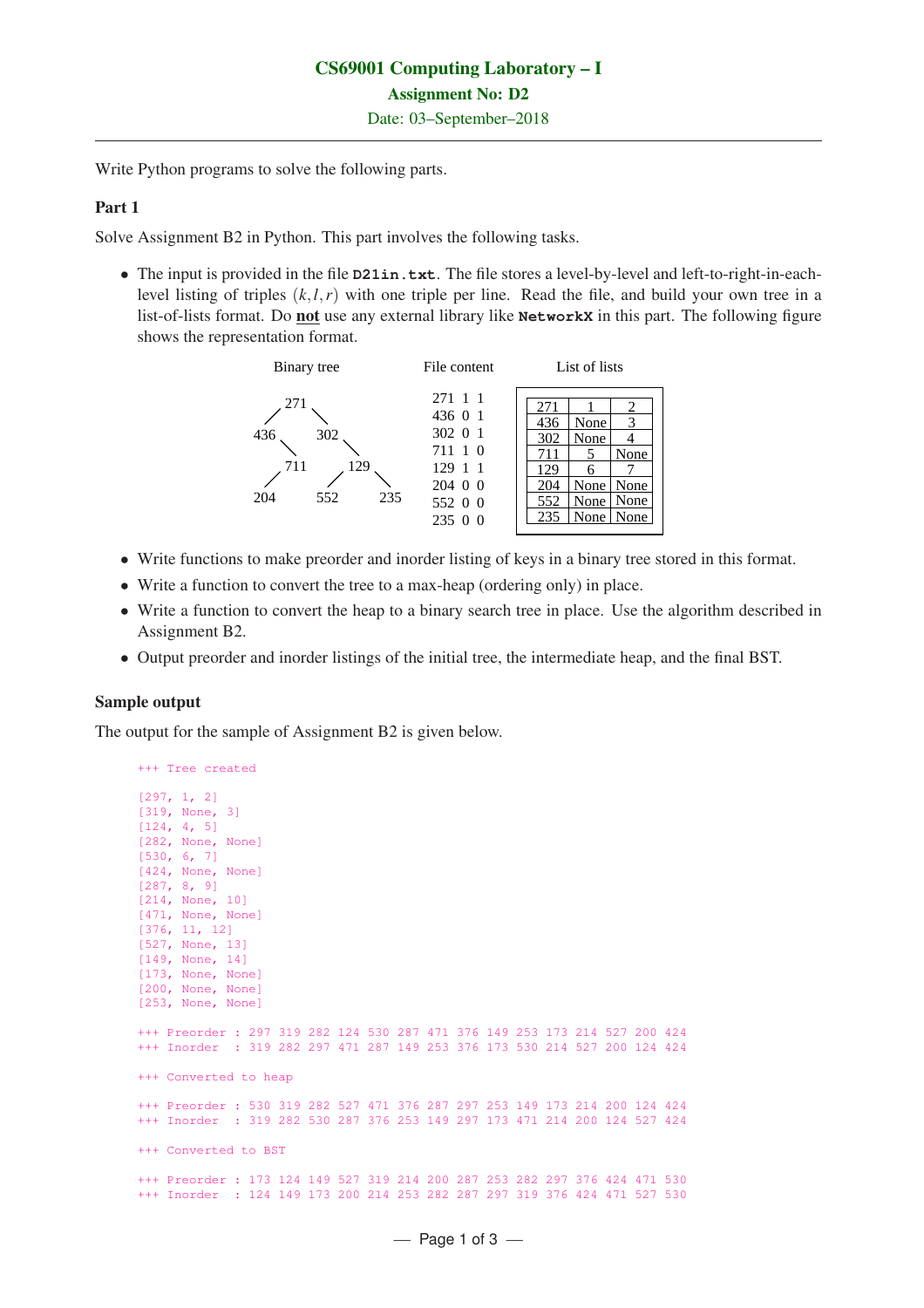# CS69001 Computing Laboratory – I

## Assignment No: D2

Date: 03–September–2018

---

Write Python programs to solve the following parts.

### Part 1

Solve Assignment B2 in Python. This part involves the following tasks.

- The input is provided in the file **D21in.txt**. The file stores a level-by-level and left-to-right-in-each-level listing of triples $(k,l,r)$ with one triple per line. Read the file, and build your own tree in a list-of-lists format. Do **not** use any external library like **NetworkX** in this part. The following figure shows the representation format.

Binary tree

```
      271
     /   \
  436     302
     \       \
     711     129
    /       /   \
  204     552   235
```

File content

```
271 1 1
436 0 1
302 0 1
711 1 0
129 1 1
204 0 0
552 0 0
235 0 0
```

List of lists

| | | |
|---|---|---|
| 271 | 1 | 2 |
| 436 | None | 3 |
| 302 | None | 4 |
| 711 | 5 | None |
| 129 | 6 | 7 |
| 204 | None | None |
| 552 | None | None |
| 235 | None | None |

- Write functions to make preorder and inorder listing of keys in a binary tree stored in this format.
- Write a function to convert the tree to a max-heap (ordering only) in place.
- Write a function to convert the heap to a binary search tree in place. Use the algorithm described in Assignment B2.
- Output preorder and inorder listings of the initial tree, the intermediate heap, and the final BST.

### Sample output

The output for the sample of Assignment B2 is given below.

```
+++ Tree created

[297, 1, 2]
[319, None, 3]
[124, 4, 5]
[282, None, None]
[530, 6, 7]
[424, None, None]
[287, 8, 9]
[214, None, 10]
[471, None, None]
[376, 11, 12]
[527, None, 13]
[149, None, 14]
[173, None, None]
[200, None, None]
[253, None, None]

+++ Preorder : 297 319 282 124 530 287 471 376 149 253 173 214 527 200 424
+++ Inorder  : 319 282 297 471 287 149 253 376 173 530 214 527 200 124 424

+++ Converted to heap

+++ Preorder : 530 319 282 527 471 376 287 297 253 149 173 214 200 124 424
+++ Inorder  : 319 282 530 287 376 253 149 297 173 471 214 200 124 527 424

+++ Converted to BST

+++ Preorder : 173 124 149 527 319 214 200 287 253 282 297 376 424 471 530
+++ Inorder  : 124 149 173 200 214 253 282 287 297 319 376 424 471 527 530
```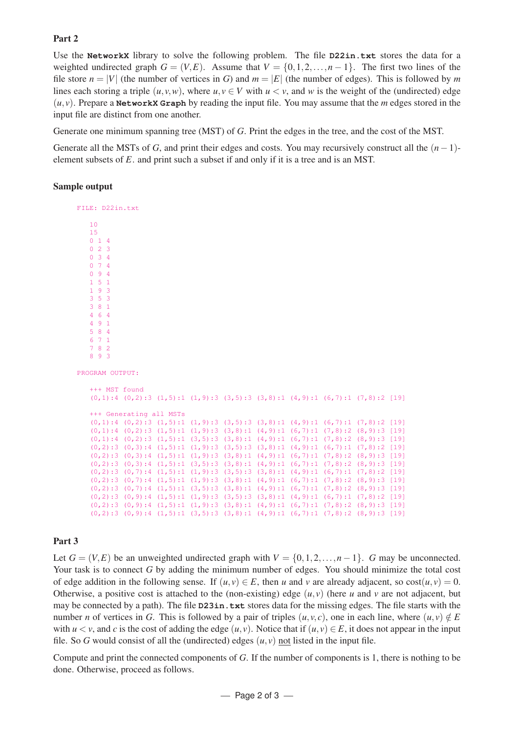### Part 2

Use the **NetworkX** library to solve the following problem. The file **D22in.txt** stores the data for a weighted undirected graph $G = (V, E)$. Assume that $V = \{0, 1, 2, \ldots, n-1\}$. The first two lines of the file store $n = |V|$ (the number of vertices in $G$) and $m = |E|$ (the number of edges). This is followed by $m$ lines each storing a triple $(u, v, w)$, where $u, v \in V$ with $u < v$, and $w$ is the weight of the (undirected) edge $(u, v)$. Prepare a **NetworkX Graph** by reading the input file. You may assume that the $m$ edges stored in the input file are distinct from one another.

Generate one minimum spanning tree (MST) of $G$. Print the edges in the tree, and the cost of the MST.

Generate all the MSTs of $G$, and print their edges and costs. You may recursively construct all the $(n-1)$-element subsets of $E$. and print such a subset if and only if it is a tree and is an MST.

### Sample output

```
FILE: D22in.txt

   10
   15
   0 1 4
   0 2 3
   0 3 4
   0 7 4
   0 9 4
   1 5 1
   1 9 3
   3 5 3
   3 8 1
   4 6 4
   4 9 1
   5 8 4
   6 7 1
   7 8 2
   8 9 3

PROGRAM OUTPUT:

   +++ MST found
   (0,1):4 (0,2):3 (1,5):1 (1,9):3 (3,5):3 (3,8):1 (4,9):1 (6,7):1 (7,8):2 [19]

   +++ Generating all MSTs
   (0,1):4 (0,2):3 (1,5):1 (1,9):3 (3,5):3 (3,8):1 (4,9):1 (6,7):1 (7,8):2 [19]
   (0,1):4 (0,2):3 (1,5):1 (1,9):3 (3,8):1 (4,9):1 (6,7):1 (7,8):2 (8,9):3 [19]
   (0,1):4 (0,2):3 (1,5):1 (3,5):3 (3,8):1 (4,9):1 (6,7):1 (7,8):2 (8,9):3 [19]
   (0,2):3 (0,3):4 (1,5):1 (1,9):3 (3,5):3 (3,8):1 (4,9):1 (6,7):1 (7,8):2 [19]
   (0,2):3 (0,3):4 (1,5):1 (1,9):3 (3,8):1 (4,9):1 (6,7):1 (7,8):2 (8,9):3 [19]
   (0,2):3 (0,3):4 (1,5):1 (3,5):3 (3,8):1 (4,9):1 (6,7):1 (7,8):2 (8,9):3 [19]
   (0,2):3 (0,7):4 (1,5):1 (1,9):3 (3,5):3 (3,8):1 (4,9):1 (6,7):1 (7,8):2 [19]
   (0,2):3 (0,7):4 (1,5):1 (1,9):3 (3,8):1 (4,9):1 (6,7):1 (7,8):2 (8,9):3 [19]
   (0,2):3 (0,7):4 (1,5):1 (3,5):3 (3,8):1 (4,9):1 (6,7):1 (7,8):2 (8,9):3 [19]
   (0,2):3 (0,9):4 (1,5):1 (1,9):3 (3,5):3 (3,8):1 (4,9):1 (6,7):1 (7,8):2 [19]
   (0,2):3 (0,9):4 (1,5):1 (1,9):3 (3,8):1 (4,9):1 (6,7):1 (7,8):2 (8,9):3 [19]
   (0,2):3 (0,9):4 (1,5):1 (3,5):3 (3,8):1 (4,9):1 (6,7):1 (7,8):2 (8,9):3 [19]
```

### Part 3

Let $G = (V, E)$ be an unweighted undirected graph with $V = \{0, 1, 2, \ldots, n-1\}$. $G$ may be unconnected. Your task is to connect $G$ by adding the minimum number of edges. You should minimize the total cost of edge addition in the following sense. If $(u, v) \in E$, then $u$ and $v$ are already adjacent, so $\text{cost}(u, v) = 0$. Otherwise, a positive cost is attached to the (non-existing) edge $(u, v)$ (here $u$ and $v$ are not adjacent, but may be connected by a path). The file **D23in.txt** stores data for the missing edges. The file starts with the number $n$ of vertices in $G$. This is followed by a pair of triples $(u, v, c)$, one in each line, where $(u, v) \notin E$ with $u < v$, and $c$ is the cost of adding the edge $(u, v)$. Notice that if $(u, v) \in E$, it does not appear in the input file. So $G$ would consist of all the (undirected) edges $(u, v)$ <u>not</u> listed in the input file.

Compute and print the connected components of $G$. If the number of components is 1, there is nothing to be done. Otherwise, proceed as follows.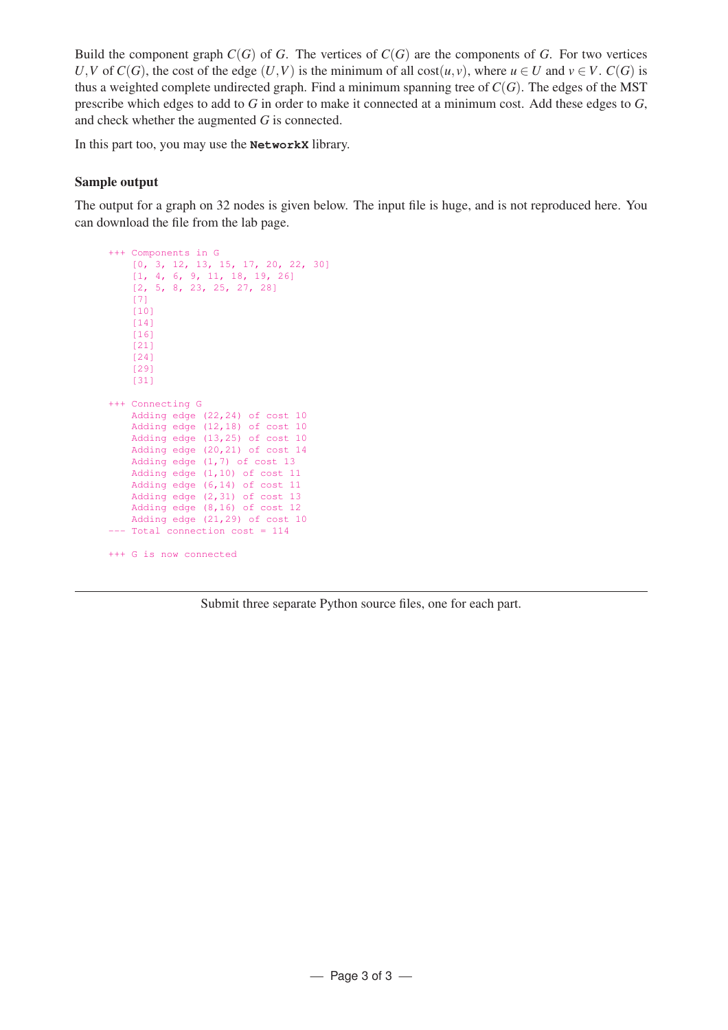Build the component graph $C(G)$ of $G$. The vertices of $C(G)$ are the components of $G$. For two vertices $U, V$ of $C(G)$, the cost of the edge $(U,V)$ is the minimum of all cost$(u,v)$, where $u \in U$ and $v \in V$. $C(G)$ is thus a weighted complete undirected graph. Find a minimum spanning tree of $C(G)$. The edges of the MST prescribe which edges to add to $G$ in order to make it connected at a minimum cost. Add these edges to $G$, and check whether the augmented $G$ is connected.

In this part too, you may use the **NetworkX** library.

### Sample output

The output for a graph on 32 nodes is given below. The input file is huge, and is not reproduced here. You can download the file from the lab page.

```
+++ Components in G
    [0, 3, 12, 13, 15, 17, 20, 22, 30]
    [1, 4, 6, 9, 11, 18, 19, 26]
    [2, 5, 8, 23, 25, 27, 28]
    [7]
    [10]
    [14]
    [16]
    [21]
    [24]
    [29]
    [31]

+++ Connecting G
    Adding edge (22,24) of cost 10
    Adding edge (12,18) of cost 10
    Adding edge (13,25) of cost 10
    Adding edge (20,21) of cost 14
    Adding edge (1,7) of cost 13
    Adding edge (1,10) of cost 11
    Adding edge (6,14) of cost 11
    Adding edge (2,31) of cost 13
    Adding edge (8,16) of cost 12
    Adding edge (21,29) of cost 10
--- Total connection cost = 114

+++ G is now connected
```

---

Submit three separate Python source files, one for each part.